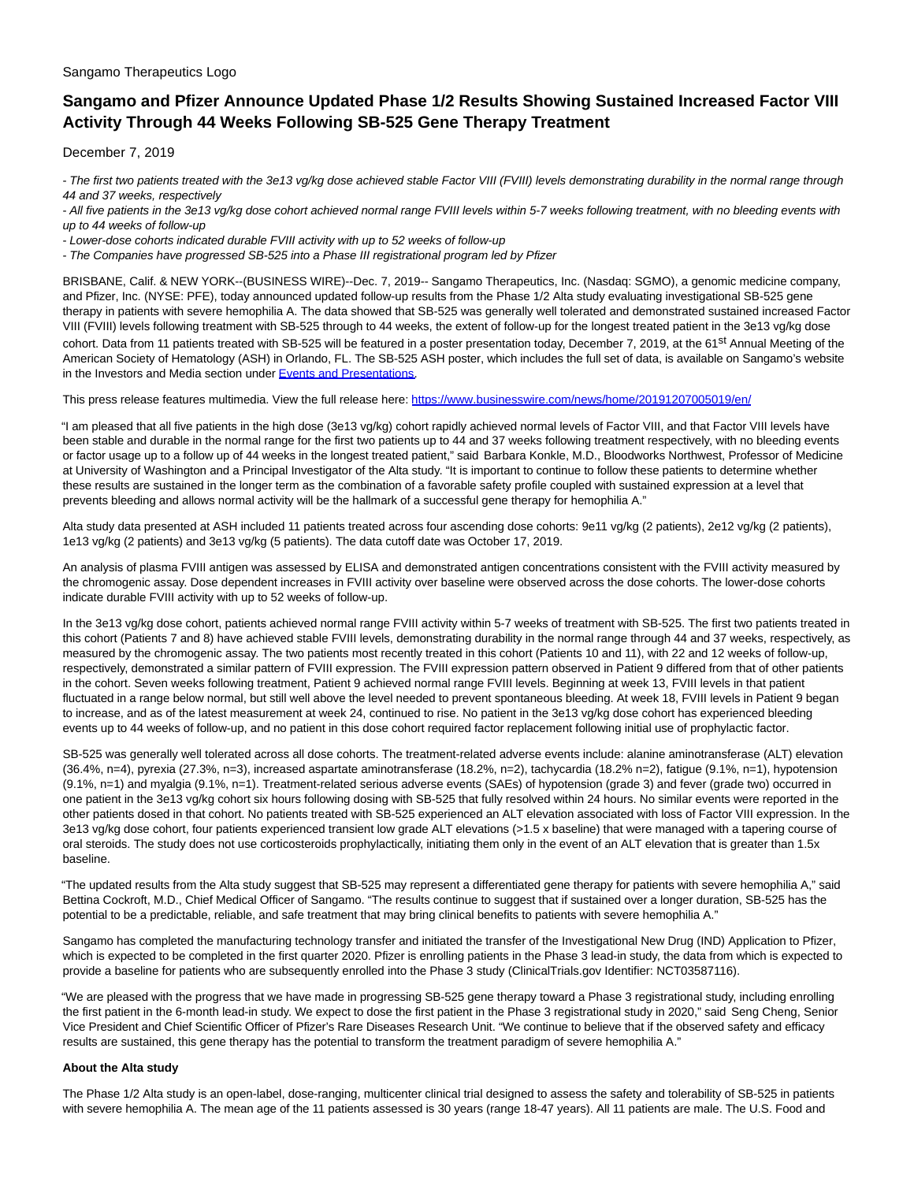Sangamo Therapeutics Logo

# Sangamo and Pfizer Announce Updated Phase 1/2 Results Showing Sustained Increased Factor VIII Activity Through 44 Weeks Following SB-525 Gene Therapy Treatment

December 7, 2019

*- The first two patients treated with the 3e13 vg/kg dose achieved stable Factor VIII (FVIII) levels demonstrating durability in the normal range through 44 and 37 weeks, respectively*

*- All five patients in the 3e13 vg/kg dose cohort achieved normal range FVIII levels within 5-7 weeks following treatment, with no bleeding events with up to 44 weeks of follow-up*

*- Lower-dose cohorts indicated durable FVIII activity with up to 52 weeks of follow-up*

*- The Companies have progressed SB-525 into a Phase III registrational program led by Pfizer*

BRISBANE, Calif. & NEW YORK--(BUSINESS WIRE)--Dec. 7, 2019-- Sangamo Therapeutics, Inc. (Nasdaq: SGMO), a genomic medicine company, and Pfizer, Inc. (NYSE: PFE), today announced updated follow-up results from the Phase 1/2 Alta study evaluating investigational SB-525 gene therapy in patients with severe hemophilia A. The data showed that SB-525 was generally well tolerated and demonstrated sustained increased Factor VIII (FVIII) levels following treatment with SB-525 through to 44 weeks, the extent of follow-up for the longest treated patient in the 3e13 vg/kg dose cohort. Data from 11 patients treated with SB-525 will be featured in a poster presentation today, December 7, 2019, at the 61st Annual Meeting of the American Society of Hematology (ASH) in Orlando, FL. The SB-525 ASH poster, which includes the full set of data, is available on Sangamo's website in the Investors and Media section under Events and Presentations.

This press release features multimedia. View the full release here: https://www.businesswire.com/news/home/20191207005019/en/

"I am pleased that all five patients in the high dose (3e13 vg/kg) cohort rapidly achieved normal levels of Factor VIII, and that Factor VIII levels have been stable and durable in the normal range for the first two patients up to 44 and 37 weeks following treatment respectively, with no bleeding events or factor usage up to a follow up of 44 weeks in the longest treated patient," said Barbara Konkle, M.D., Bloodworks Northwest, Professor of Medicine at University of Washington and a Principal Investigator of the Alta study. "It is important to continue to follow these patients to determine whether these results are sustained in the longer term as the combination of a favorable safety profile coupled with sustained expression at a level that prevents bleeding and allows normal activity will be the hallmark of a successful gene therapy for hemophilia A."

Alta study data presented at ASH included 11 patients treated across four ascending dose cohorts: 9e11 vg/kg (2 patients), 2e12 vg/kg (2 patients), 1e13 vg/kg (2 patients) and 3e13 vg/kg (5 patients). The data cutoff date was October 17, 2019.

An analysis of plasma FVIII antigen was assessed by ELISA and demonstrated antigen concentrations consistent with the FVIII activity measured by the chromogenic assay. Dose dependent increases in FVIII activity over baseline were observed across the dose cohorts. The lower-dose cohorts indicate durable FVIII activity with up to 52 weeks of follow-up.

In the 3e13 vg/kg dose cohort, patients achieved normal range FVIII activity within 5-7 weeks of treatment with SB-525. The first two patients treated in this cohort (Patients 7 and 8) have achieved stable FVIII levels, demonstrating durability in the normal range through 44 and 37 weeks, respectively, as measured by the chromogenic assay. The two patients most recently treated in this cohort (Patients 10 and 11), with 22 and 12 weeks of follow-up, respectively, demonstrated a similar pattern of FVIII expression. The FVIII expression pattern observed in Patient 9 differed from that of other patients in the cohort. Seven weeks following treatment, Patient 9 achieved normal range FVIII levels. Beginning at week 13, FVIII levels in that patient fluctuated in a range below normal, but still well above the level needed to prevent spontaneous bleeding. At week 18, FVIII levels in Patient 9 began to increase, and as of the latest measurement at week 24, continued to rise. No patient in the 3e13 vg/kg dose cohort has experienced bleeding events up to 44 weeks of follow-up, and no patient in this dose cohort required factor replacement following initial use of prophylactic factor.

SB-525 was generally well tolerated across all dose cohorts. The treatment-related adverse events include: alanine aminotransferase (ALT) elevation (36.4%, n=4), pyrexia (27.3%, n=3), increased aspartate aminotransferase (18.2%, n=2), tachycardia (18.2% n=2), fatigue (9.1%, n=1), hypotension (9.1%, n=1) and myalgia (9.1%, n=1). Treatment-related serious adverse events (SAEs) of hypotension (grade 3) and fever (grade two) occurred in one patient in the 3e13 vg/kg cohort six hours following dosing with SB-525 that fully resolved within 24 hours. No similar events were reported in the other patients dosed in that cohort. No patients treated with SB-525 experienced an ALT elevation associated with loss of Factor VIII expression. In the 3e13 vg/kg dose cohort, four patients experienced transient low grade ALT elevations (>1.5 x baseline) that were managed with a tapering course of oral steroids. The study does not use corticosteroids prophylactically, initiating them only in the event of an ALT elevation that is greater than 1.5x baseline.

"The updated results from the Alta study suggest that SB-525 may represent a differentiated gene therapy for patients with severe hemophilia A," said Bettina Cockroft, M.D., Chief Medical Officer of Sangamo. "The results continue to suggest that if sustained over a longer duration, SB-525 has the potential to be a predictable, reliable, and safe treatment that may bring clinical benefits to patients with severe hemophilia A."

Sangamo has completed the manufacturing technology transfer and initiated the transfer of the Investigational New Drug (IND) Application to Pfizer, which is expected to be completed in the first quarter 2020. Pfizer is enrolling patients in the Phase 3 lead-in study, the data from which is expected to provide a baseline for patients who are subsequently enrolled into the Phase 3 study (ClinicalTrials.gov Identifier: NCT03587116).

"We are pleased with the progress that we have made in progressing SB-525 gene therapy toward a Phase 3 registrational study, including enrolling the first patient in the 6-month lead-in study. We expect to dose the first patient in the Phase 3 registrational study in 2020," said Seng Cheng, Senior Vice President and Chief Scientific Officer of Pfizer's Rare Diseases Research Unit. "We continue to believe that if the observed safety and efficacy results are sustained, this gene therapy has the potential to transform the treatment paradigm of severe hemophilia A."

**About the Alta study**

The Phase 1/2 Alta study is an open-label, dose-ranging, multicenter clinical trial designed to assess the safety and tolerability of SB-525 in patients with severe hemophilia A. The mean age of the 11 patients assessed is 30 years (range 18-47 years). All 11 patients are male. The U.S. Food and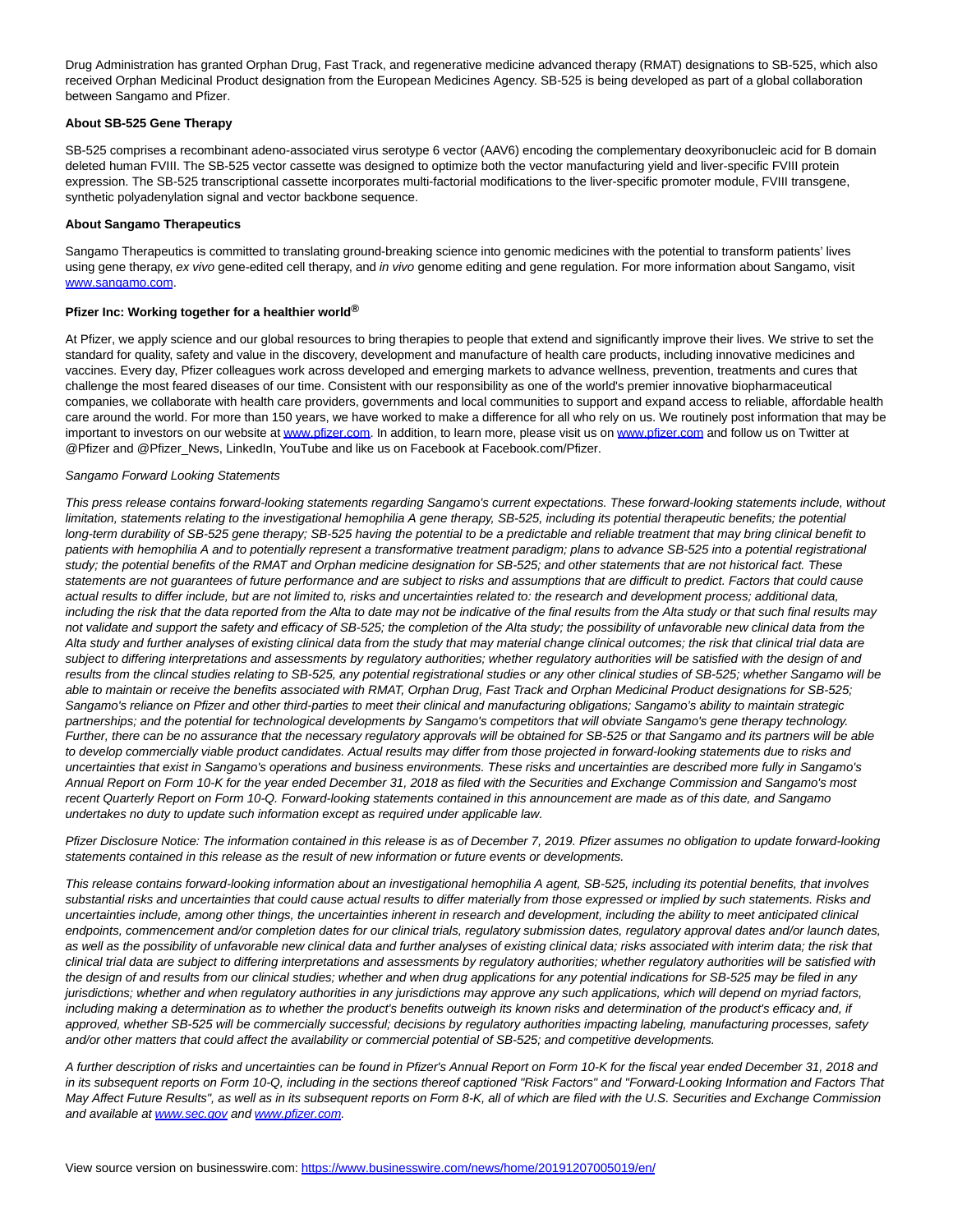Drug Administration has granted Orphan Drug, Fast Track, and regenerative medicine advanced therapy (RMAT) designations to SB-525, which also received Orphan Medicinal Product designation from the European Medicines Agency. SB-525 is being developed as part of a global collaboration between Sangamo and Pfizer.

**About SB-525 Gene Therapy**

SB-525 comprises a recombinant adeno-associated virus serotype 6 vector (AAV6) encoding the complementary deoxyribonucleic acid for B domain deleted human FVIII. The SB-525 vector cassette was designed to optimize both the vector manufacturing yield and liver-specific FVIII protein expression. The SB-525 transcriptional cassette incorporates multi-factorial modifications to the liver-specific promoter module, FVIII transgene, synthetic polyadenylation signal and vector backbone sequence.

**About Sangamo Therapeutics**

Sangamo Therapeutics is committed to translating ground-breaking science into genomic medicines with the potential to transform patients' lives using gene therapy, *ex vivo* gene-edited cell therapy, and *in vivo* genome editing and gene regulation. For more information about Sangamo, visit www.sangamo.com.

**Pfizer Inc: Working together for a healthier world®**

At Pfizer, we apply science and our global resources to bring therapies to people that extend and significantly improve their lives. We strive to set the standard for quality, safety and value in the discovery, development and manufacture of health care products, including innovative medicines and vaccines. Every day, Pfizer colleagues work across developed and emerging markets to advance wellness, prevention, treatments and cures that challenge the most feared diseases of our time. Consistent with our responsibility as one of the world's premier innovative biopharmaceutical companies, we collaborate with health care providers, governments and local communities to support and expand access to reliable, affordable health care around the world. For more than 150 years, we have worked to make a difference for all who rely on us. We routinely post information that may be important to investors on our website at www.pfizer.com. In addition, to learn more, please visit us on www.pfizer.com and follow us on Twitter at @Pfizer and @Pfizer_News, LinkedIn, YouTube and like us on Facebook at Facebook.com/Pfizer.

*Sangamo Forward Looking Statements*

*This press release contains forward-looking statements regarding Sangamo's current expectations. These forward-looking statements include, without limitation, statements relating to the investigational hemophilia A gene therapy, SB-525, including its potential therapeutic benefits; the potential long-term durability of SB-525 gene therapy; SB-525 having the potential to be a predictable and reliable treatment that may bring clinical benefit to patients with hemophilia A and to potentially represent a transformative treatment paradigm; plans to advance SB-525 into a potential registrational study; the potential benefits of the RMAT and Orphan medicine designation for SB-525; and other statements that are not historical fact. These statements are not guarantees of future performance and are subject to risks and assumptions that are difficult to predict. Factors that could cause actual results to differ include, but are not limited to, risks and uncertainties related to: the research and development process; additional data, including the risk that the data reported from the Alta to date may not be indicative of the final results from the Alta study or that such final results may not validate and support the safety and efficacy of SB-525; the completion of the Alta study; the possibility of unfavorable new clinical data from the Alta study and further analyses of existing clinical data from the study that may material change clinical outcomes; the risk that clinical trial data are subject to differing interpretations and assessments by regulatory authorities; whether regulatory authorities will be satisfied with the design of and results from the clincal studies relating to SB-525, any potential registrational studies or any other clinical studies of SB-525; whether Sangamo will be able to maintain or receive the benefits associated with RMAT, Orphan Drug, Fast Track and Orphan Medicinal Product designations for SB-525; Sangamo's reliance on Pfizer and other third-parties to meet their clinical and manufacturing obligations; Sangamo's ability to maintain strategic partnerships; and the potential for technological developments by Sangamo's competitors that will obviate Sangamo's gene therapy technology. Further, there can be no assurance that the necessary regulatory approvals will be obtained for SB-525 or that Sangamo and its partners will be able to develop commercially viable product candidates. Actual results may differ from those projected in forward-looking statements due to risks and uncertainties that exist in Sangamo's operations and business environments. These risks and uncertainties are described more fully in Sangamo's Annual Report on Form 10-K for the year ended December 31, 2018 as filed with the Securities and Exchange Commission and Sangamo's most recent Quarterly Report on Form 10-Q. Forward-looking statements contained in this announcement are made as of this date, and Sangamo undertakes no duty to update such information except as required under applicable law.*

*Pfizer Disclosure Notice: The information contained in this release is as of December 7, 2019. Pfizer assumes no obligation to update forward-looking statements contained in this release as the result of new information or future events or developments.*

*This release contains forward-looking information about an investigational hemophilia A agent, SB-525, including its potential benefits, that involves substantial risks and uncertainties that could cause actual results to differ materially from those expressed or implied by such statements. Risks and uncertainties include, among other things, the uncertainties inherent in research and development, including the ability to meet anticipated clinical endpoints, commencement and/or completion dates for our clinical trials, regulatory submission dates, regulatory approval dates and/or launch dates, as well as the possibility of unfavorable new clinical data and further analyses of existing clinical data; risks associated with interim data; the risk that clinical trial data are subject to differing interpretations and assessments by regulatory authorities; whether regulatory authorities will be satisfied with the design of and results from our clinical studies; whether and when drug applications for any potential indications for SB-525 may be filed in any jurisdictions; whether and when regulatory authorities in any jurisdictions may approve any such applications, which will depend on myriad factors, including making a determination as to whether the product's benefits outweigh its known risks and determination of the product's efficacy and, if approved, whether SB-525 will be commercially successful; decisions by regulatory authorities impacting labeling, manufacturing processes, safety and/or other matters that could affect the availability or commercial potential of SB-525; and competitive developments.*

*A further description of risks and uncertainties can be found in Pfizer's Annual Report on Form 10-K for the fiscal year ended December 31, 2018 and in its subsequent reports on Form 10-Q, including in the sections thereof captioned "Risk Factors" and "Forward-Looking Information and Factors That May Affect Future Results", as well as in its subsequent reports on Form 8-K, all of which are filed with the U.S. Securities and Exchange Commission and available at www.sec.gov and www.pfizer.com.*

View source version on businesswire.com: https://www.businesswire.com/news/home/20191207005019/en/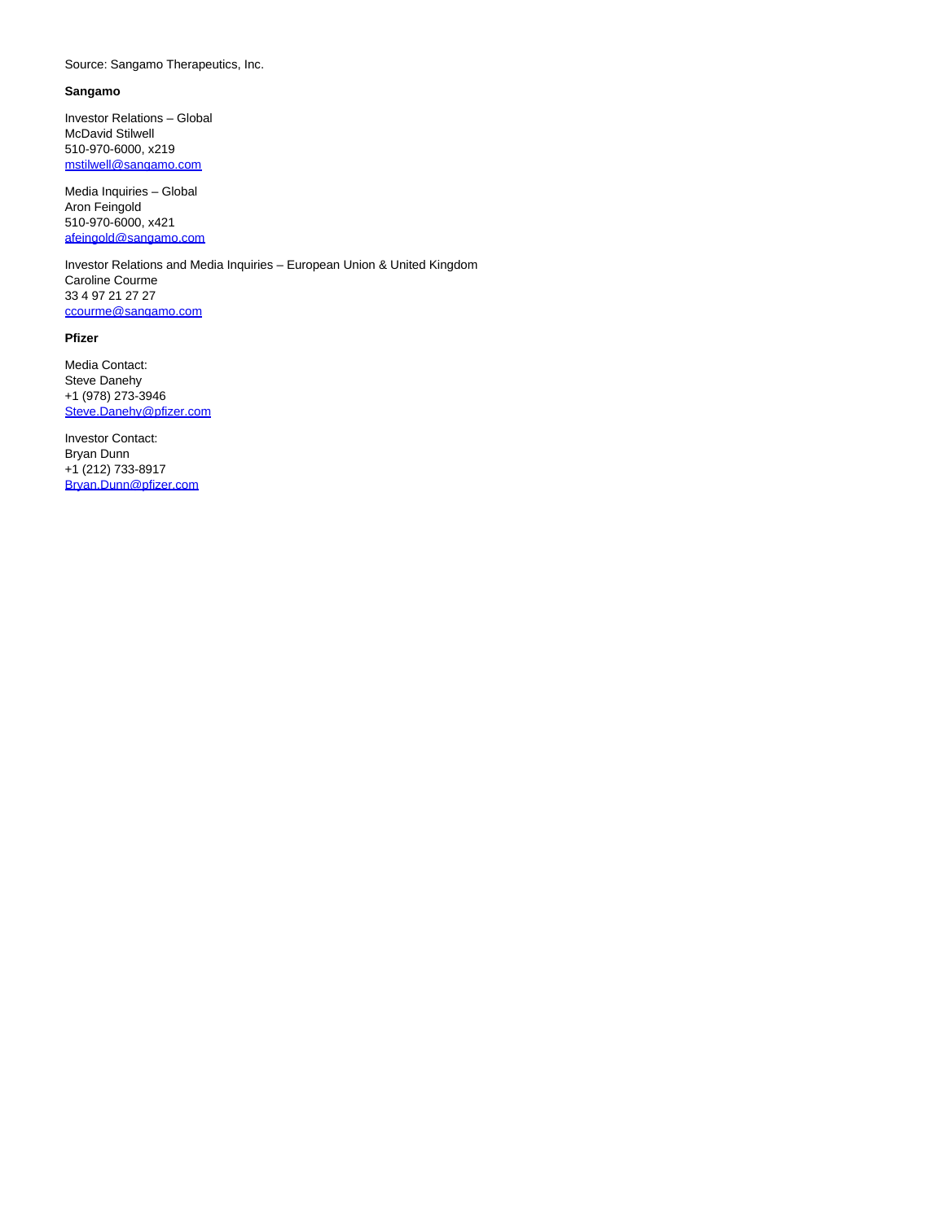Source: Sangamo Therapeutics, Inc.

**Sangamo**

Investor Relations – Global
McDavid Stilwell
510-970-6000, x219
mstilwell@sangamo.com

Media Inquiries – Global
Aron Feingold
510-970-6000, x421
afeingold@sangamo.com

Investor Relations and Media Inquiries – European Union & United Kingdom
Caroline Courme
33 4 97 21 27 27
ccourme@sangamo.com

**Pfizer**

Media Contact:
Steve Danehy
+1 (978) 273-3946
Steve.Danehy@pfizer.com

Investor Contact:
Bryan Dunn
+1 (212) 733-8917
Bryan.Dunn@pfizer.com